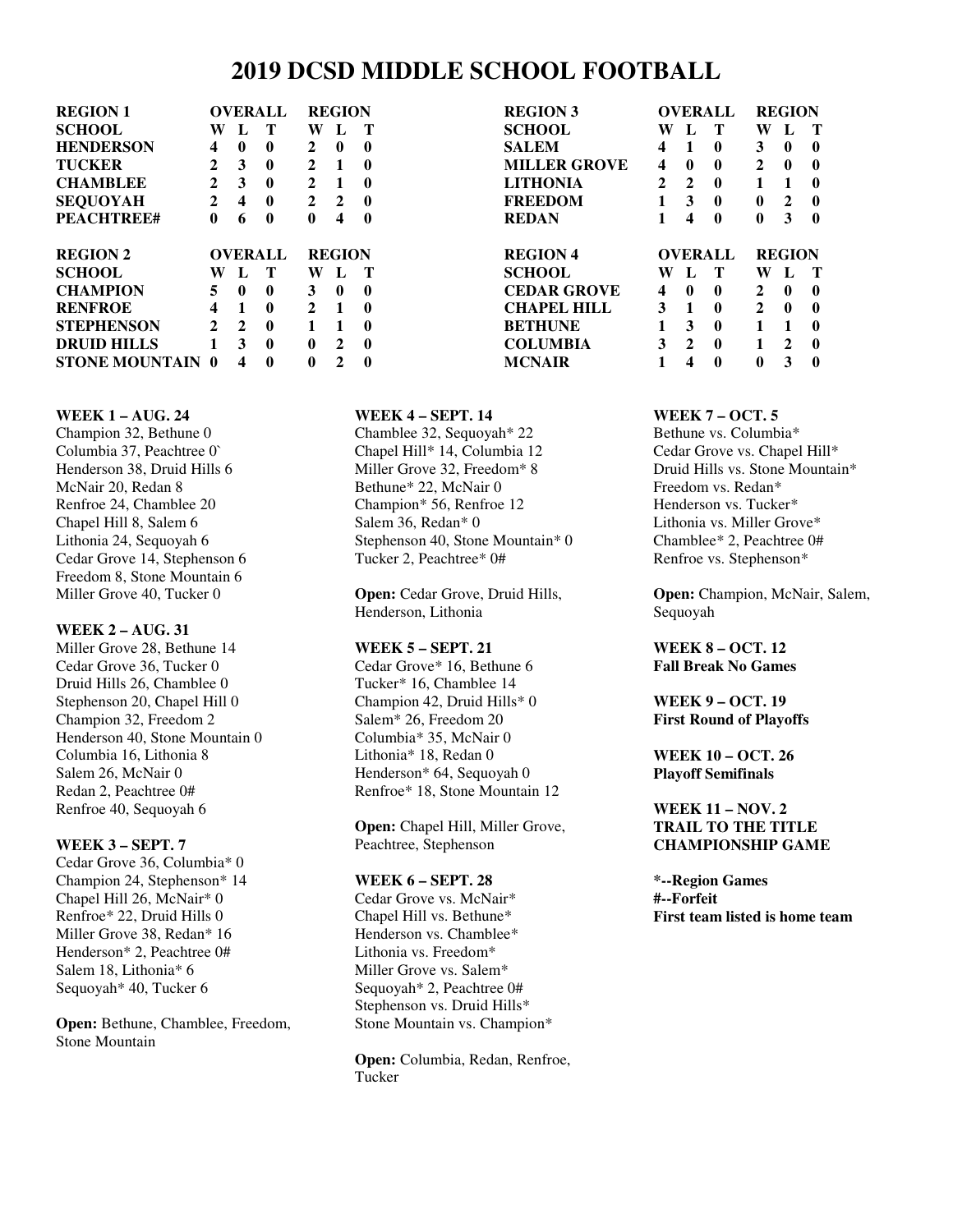# 2019 DCSD MIDDLE SCHOOL FOOTBALL

| REGION 1 | OVERALL | | | REGION | | |
|---|---|---|---|---|---|---|
| SCHOOL | W | L | T | W | L | T |
| HENDERSON | 4 | 0 | 0 | 2 | 0 | 0 |
| TUCKER | 2 | 3 | 0 | 2 | 1 | 0 |
| CHAMBLEE | 2 | 3 | 0 | 2 | 1 | 0 |
| SEQUOYAH | 2 | 4 | 0 | 2 | 2 | 0 |
| PEACHTREE# | 0 | 6 | 0 | 0 | 4 | 0 |

| REGION 2 | OVERALL | | | REGION | | |
|---|---|---|---|---|---|---|
| SCHOOL | W | L | T | W | L | T |
| CHAMPION | 5 | 0 | 0 | 3 | 0 | 0 |
| RENFROE | 4 | 1 | 0 | 2 | 1 | 0 |
| STEPHENSON | 2 | 2 | 0 | 1 | 1 | 0 |
| DRUID HILLS | 1 | 3 | 0 | 0 | 2 | 0 |
| STONE MOUNTAIN | 0 | 4 | 0 | 0 | 2 | 0 |

| REGION 3 | OVERALL | | | REGION | | |
|---|---|---|---|---|---|---|
| SCHOOL | W | L | T | W | L | T |
| SALEM | 4 | 1 | 0 | 3 | 0 | 0 |
| MILLER GROVE | 4 | 0 | 0 | 2 | 0 | 0 |
| LITHONIA | 2 | 2 | 0 | 1 | 1 | 0 |
| FREEDOM | 1 | 3 | 0 | 0 | 2 | 0 |
| REDAN | 1 | 4 | 0 | 0 | 3 | 0 |

| REGION 4 | OVERALL | | | REGION | | |
|---|---|---|---|---|---|---|
| SCHOOL | W | L | T | W | L | T |
| CEDAR GROVE | 4 | 0 | 0 | 2 | 0 | 0 |
| CHAPEL HILL | 3 | 1 | 0 | 2 | 0 | 0 |
| BETHUNE | 1 | 3 | 0 | 1 | 1 | 0 |
| COLUMBIA | 3 | 2 | 0 | 1 | 2 | 0 |
| MCNAIR | 1 | 4 | 0 | 0 | 3 | 0 |

**WEEK 1 – AUG. 24**
Champion 32, Bethune 0
Columbia 37, Peachtree 0`
Henderson 38, Druid Hills 6
McNair 20, Redan 8
Renfroe 24, Chamblee 20
Chapel Hill 8, Salem 6
Lithonia 24, Sequoyah 6
Cedar Grove 14, Stephenson 6
Freedom 8, Stone Mountain 6
Miller Grove 40, Tucker 0

**WEEK 2 – AUG. 31**
Miller Grove 28, Bethune 14
Cedar Grove 36, Tucker 0
Druid Hills 26, Chamblee 0
Stephenson 20, Chapel Hill 0
Champion 32, Freedom 2
Henderson 40, Stone Mountain 0
Columbia 16, Lithonia 8
Salem 26, McNair 0
Redan 2, Peachtree 0#
Renfroe 40, Sequoyah 6

**WEEK 3 – SEPT. 7**
Cedar Grove 36, Columbia* 0
Champion 24, Stephenson* 14
Chapel Hill 26, McNair* 0
Renfroe* 22, Druid Hills 0
Miller Grove 38, Redan* 16
Henderson* 2, Peachtree 0#
Salem 18, Lithonia* 6
Sequoyah* 40, Tucker 6

**Open:** Bethune, Chamblee, Freedom, Stone Mountain

**WEEK 4 – SEPT. 14**
Chamblee 32, Sequoyah* 22
Chapel Hill* 14, Columbia 12
Miller Grove 32, Freedom* 8
Bethune* 22, McNair 0
Champion* 56, Renfroe 12
Salem 36, Redan* 0
Stephenson 40, Stone Mountain* 0
Tucker 2, Peachtree* 0#

**Open:** Cedar Grove, Druid Hills, Henderson, Lithonia

**WEEK 5 – SEPT. 21**
Cedar Grove* 16, Bethune 6
Tucker* 16, Chamblee 14
Champion 42, Druid Hills* 0
Salem* 26, Freedom 20
Columbia* 35, McNair 0
Lithonia* 18, Redan 0
Henderson* 64, Sequoyah 0
Renfroe* 18, Stone Mountain 12

**Open:** Chapel Hill, Miller Grove, Peachtree, Stephenson

**WEEK 6 – SEPT. 28**
Cedar Grove vs. McNair*
Chapel Hill vs. Bethune*
Henderson vs. Chamblee*
Lithonia vs. Freedom*
Miller Grove vs. Salem*
Sequoyah* 2, Peachtree 0#
Stephenson vs. Druid Hills*
Stone Mountain vs. Champion*

**Open:** Columbia, Redan, Renfroe, Tucker

**WEEK 7 – OCT. 5**
Bethune vs. Columbia*
Cedar Grove vs. Chapel Hill*
Druid Hills vs. Stone Mountain*
Freedom vs. Redan*
Henderson vs. Tucker*
Lithonia vs. Miller Grove*
Chamblee* 2, Peachtree 0#
Renfroe vs. Stephenson*

**Open:** Champion, McNair, Salem, Sequoyah

**WEEK 8 – OCT. 12**
**Fall Break No Games**

**WEEK 9 – OCT. 19**
**First Round of Playoffs**

**WEEK 10 – OCT. 26**
**Playoff Semifinals**

**WEEK 11 – NOV. 2**
**TRAIL TO THE TITLE**
**CHAMPIONSHIP GAME**

**\*--Region Games**
**#--Forfeit**
**First team listed is home team**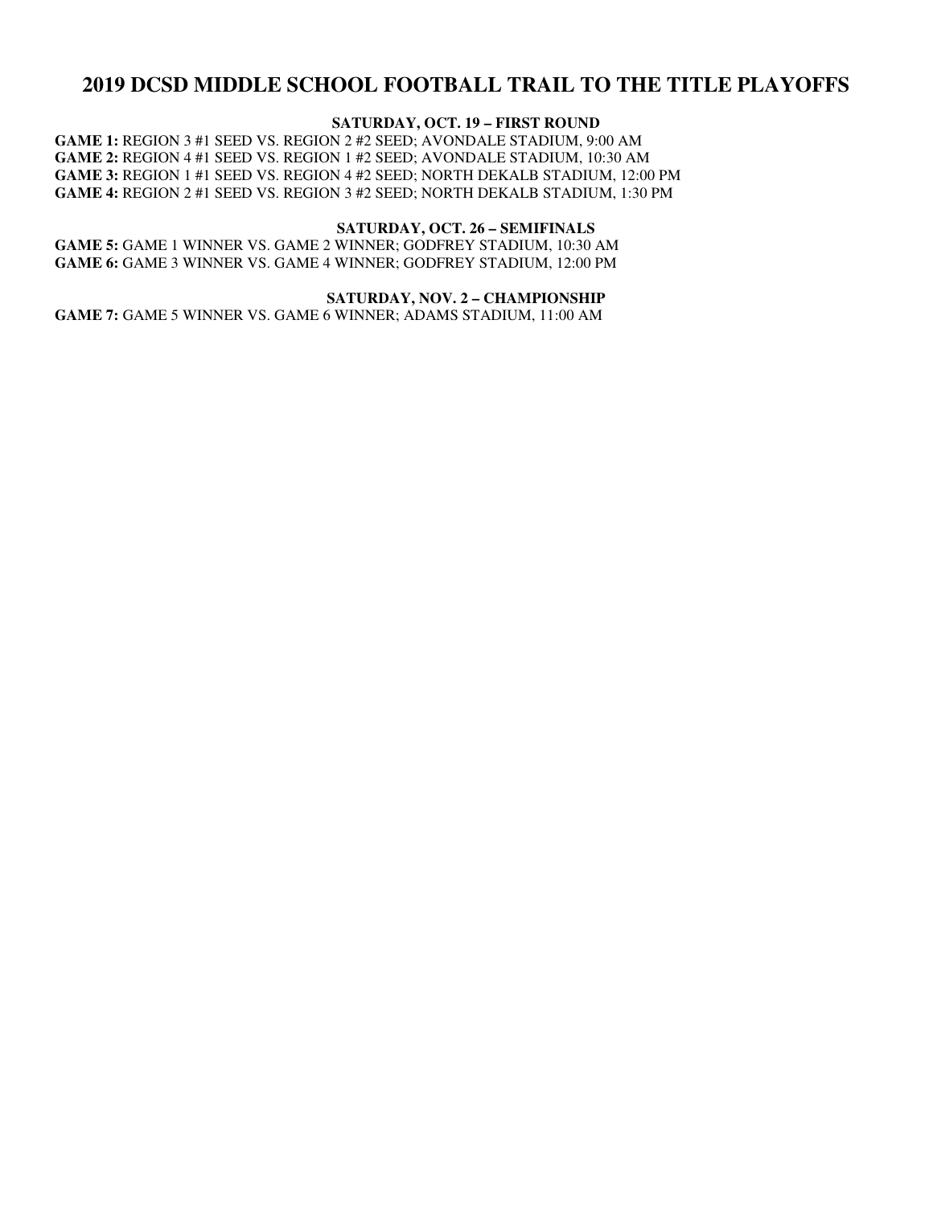# 2019 DCSD MIDDLE SCHOOL FOOTBALL TRAIL TO THE TITLE PLAYOFFS

**SATURDAY, OCT. 19 – FIRST ROUND**

**GAME 1:** REGION 3 #1 SEED VS. REGION 2 #2 SEED; AVONDALE STADIUM, 9:00 AM
**GAME 2:** REGION 4 #1 SEED VS. REGION 1 #2 SEED; AVONDALE STADIUM, 10:30 AM
**GAME 3:** REGION 1 #1 SEED VS. REGION 4 #2 SEED; NORTH DEKALB STADIUM, 12:00 PM
**GAME 4:** REGION 2 #1 SEED VS. REGION 3 #2 SEED; NORTH DEKALB STADIUM, 1:30 PM

**SATURDAY, OCT. 26 – SEMIFINALS**

**GAME 5:** GAME 1 WINNER VS. GAME 2 WINNER; GODFREY STADIUM, 10:30 AM
**GAME 6:** GAME 3 WINNER VS. GAME 4 WINNER; GODFREY STADIUM, 12:00 PM

**SATURDAY, NOV. 2 – CHAMPIONSHIP**

**GAME 7:** GAME 5 WINNER VS. GAME 6 WINNER; ADAMS STADIUM, 11:00 AM